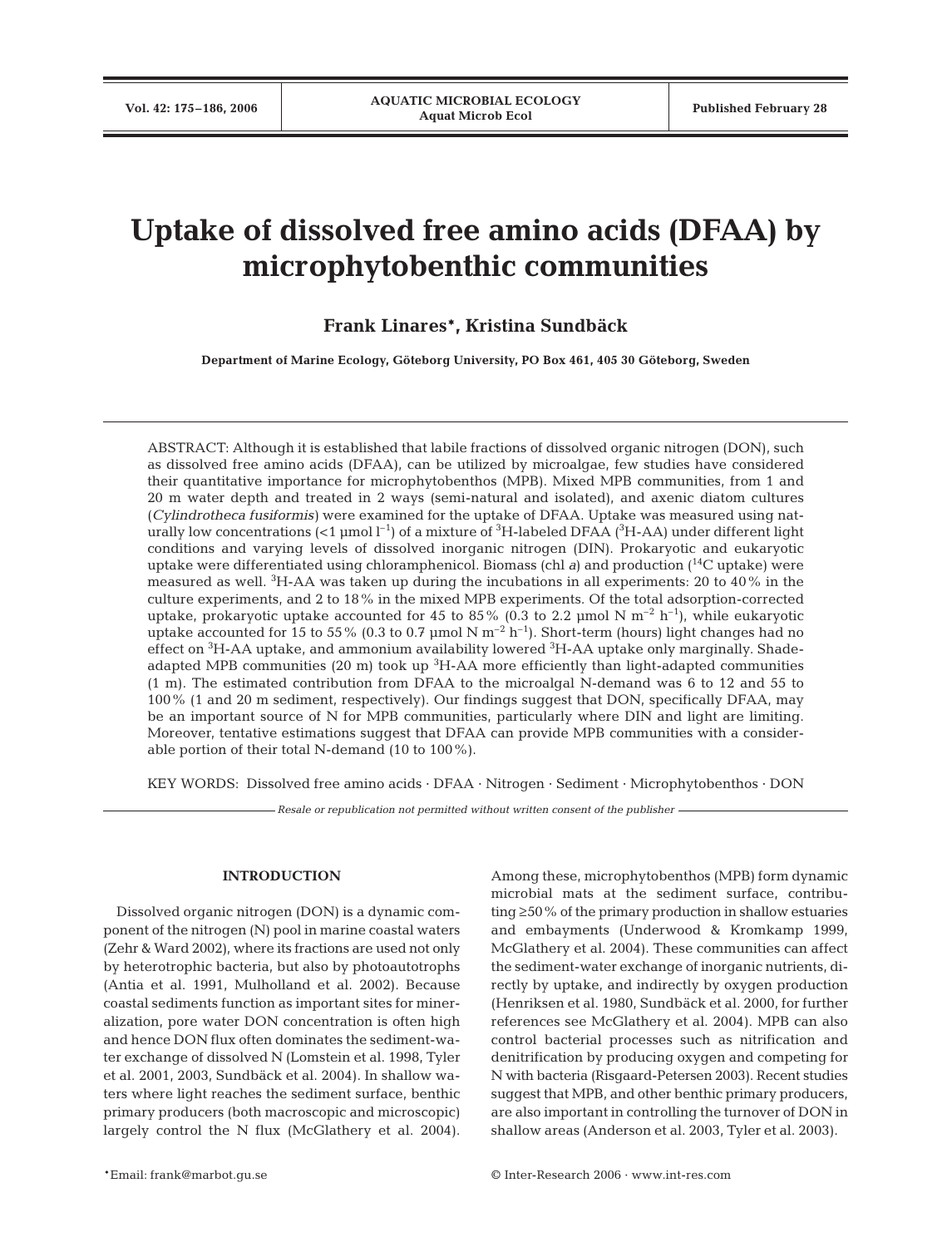# Uptake of dissolved free amino acids (DFAA) by microphytobenthic communities

**Frank Linares*, Kristina Sundbäck**

**Department of Marine Ecology, Göteborg University, PO Box 461, 405 30 Göteborg, Sweden**

ABSTRACT: Although it is established that labile fractions of dissolved organic nitrogen (DON), such as dissolved free amino acids (DFAA), can be utilized by microalgae, few studies have considered their quantitative importance for microphytobenthos (MPB). Mixed MPB communities, from 1 and 20 m water depth and treated in 2 ways (semi-natural and isolated), and axenic diatom cultures (*Cylindrotheca fusiformis*) were examined for the uptake of DFAA. Uptake was measured using naturally low concentrations (<1 µmol $l^{-1}$) of a mixture of $^3$H-labeled DFAA ($^3$H-AA) under different light conditions and varying levels of dissolved inorganic nitrogen (DIN). Prokaryotic and eukaryotic uptake were differentiated using chloramphenicol. Biomass (chl *a*) and production ($^{14}$C uptake) were measured as well. $^3$H-AA was taken up during the incubations in all experiments: 20 to 40% in the culture experiments, and 2 to 18% in the mixed MPB experiments. Of the total adsorption-corrected uptake, prokaryotic uptake accounted for 45 to 85% (0.3 to 2.2 µmol N $m^{-2}$ $h^{-1}$), while eukaryotic uptake accounted for 15 to 55% (0.3 to 0.7 µmol N $m^{-2}$ $h^{-1}$). Short-term (hours) light changes had no effect on $^3$H-AA uptake, and ammonium availability lowered $^3$H-AA uptake only marginally. Shade-adapted MPB communities (20 m) took up $^3$H-AA more efficiently than light-adapted communities (1 m). The estimated contribution from DFAA to the microalgal N-demand was 6 to 12 and 55 to 100% (1 and 20 m sediment, respectively). Our findings suggest that DON, specifically DFAA, may be an important source of N for MPB communities, particularly where DIN and light are limiting. Moreover, tentative estimations suggest that DFAA can provide MPB communities with a considerable portion of their total N-demand (10 to 100%).

KEY WORDS: Dissolved free amino acids · DFAA · Nitrogen · Sediment · Microphytobenthos · DON

*Resale or republication not permitted without written consent of the publisher*

## INTRODUCTION

Dissolved organic nitrogen (DON) is a dynamic component of the nitrogen (N) pool in marine coastal waters (Zehr & Ward 2002), where its fractions are used not only by heterotrophic bacteria, but also by photoautotrophs (Antia et al. 1991, Mulholland et al. 2002). Because coastal sediments function as important sites for mineralization, pore water DON concentration is often high and hence DON flux often dominates the sediment-water exchange of dissolved N (Lomstein et al. 1998, Tyler et al. 2001, 2003, Sundbäck et al. 2004). In shallow waters where light reaches the sediment surface, benthic primary producers (both macroscopic and microscopic) largely control the N flux (McGlathery et al. 2004). Among these, microphytobenthos (MPB) form dynamic microbial mats at the sediment surface, contributing ≥50% of the primary production in shallow estuaries and embayments (Underwood & Kromkamp 1999, McGlathery et al. 2004). These communities can affect the sediment-water exchange of inorganic nutrients, directly by uptake, and indirectly by oxygen production (Henriksen et al. 1980, Sundbäck et al. 2000, for further references see McGlathery et al. 2004). MPB can also control bacterial processes such as nitrification and denitrification by producing oxygen and competing for N with bacteria (Risgaard-Petersen 2003). Recent studies suggest that MPB, and other benthic primary producers, are also important in controlling the turnover of DON in shallow areas (Anderson et al. 2003, Tyler et al. 2003).

*Email: frank@marbot.gu.se

© Inter-Research 2006 · www.int-res.com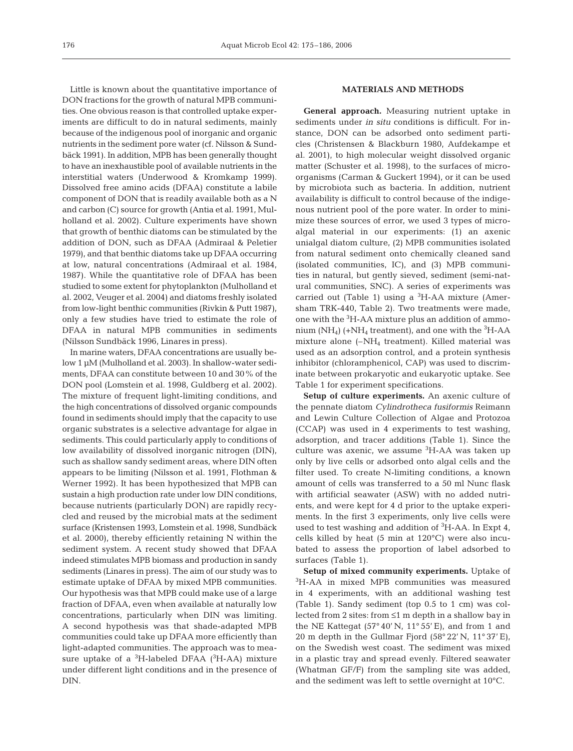Little is known about the quantitative importance of DON fractions for the growth of natural MPB communities. One obvious reason is that controlled uptake experiments are difficult to do in natural sediments, mainly because of the indigenous pool of inorganic and organic nutrients in the sediment pore water (cf. Nilsson & Sundbäck 1991). In addition, MPB has been generally thought to have an inexhaustible pool of available nutrients in the interstitial waters (Underwood & Kromkamp 1999). Dissolved free amino acids (DFAA) constitute a labile component of DON that is readily available both as a N and carbon (C) source for growth (Antia et al. 1991, Mulholland et al. 2002). Culture experiments have shown that growth of benthic diatoms can be stimulated by the addition of DON, such as DFAA (Admiraal & Peletier 1979), and that benthic diatoms take up DFAA occurring at low, natural concentrations (Admiraal et al. 1984, 1987). While the quantitative role of DFAA has been studied to some extent for phytoplankton (Mulholland et al. 2002, Veuger et al. 2004) and diatoms freshly isolated from low-light benthic communities (Rivkin & Putt 1987), only a few studies have tried to estimate the role of DFAA in natural MPB communities in sediments (Nilsson Sundbäck 1996, Linares in press).

In marine waters, DFAA concentrations are usually below 1 µM (Mulholland et al. 2003). In shallow-water sediments, DFAA can constitute between 10 and 30% of the DON pool (Lomstein et al. 1998, Guldberg et al. 2002). The mixture of frequent light-limiting conditions, and the high concentrations of dissolved organic compounds found in sediments should imply that the capacity to use organic substrates is a selective advantage for algae in sediments. This could particularly apply to conditions of low availability of dissolved inorganic nitrogen (DIN), such as shallow sandy sediment areas, where DIN often appears to be limiting (Nilsson et al. 1991, Flothman & Werner 1992). It has been hypothesized that MPB can sustain a high production rate under low DIN conditions, because nutrients (particularly DON) are rapidly recycled and reused by the microbial mats at the sediment surface (Kristensen 1993, Lomstein et al. 1998, Sundbäck et al. 2000), thereby efficiently retaining N within the sediment system. A recent study showed that DFAA indeed stimulates MPB biomass and production in sandy sediments (Linares in press). The aim of our study was to estimate uptake of DFAA by mixed MPB communities. Our hypothesis was that MPB could make use of a large fraction of DFAA, even when available at naturally low concentrations, particularly when DIN was limiting. A second hypothesis was that shade-adapted MPB communities could take up DFAA more efficiently than light-adapted communities. The approach was to measure uptake of a $^{3}$H-labeled DFAA ($^{3}$H-AA) mixture under different light conditions and in the presence of DIN.

## MATERIALS AND METHODS

**General approach.** Measuring nutrient uptake in sediments under *in situ* conditions is difficult. For instance, DON can be adsorbed onto sediment particles (Christensen & Blackburn 1980, Aufdekampe et al. 2001), to high molecular weight dissolved organic matter (Schuster et al. 1998), to the surfaces of microorganisms (Carman & Guckert 1994), or it can be used by microbiota such as bacteria. In addition, nutrient availability is difficult to control because of the indigenous nutrient pool of the pore water. In order to minimize these sources of error, we used 3 types of microalgal material in our experiments: (1) an axenic unialgal diatom culture, (2) MPB communities isolated from natural sediment onto chemically cleaned sand (isolated communities, IC), and (3) MPB communities in natural, but gently sieved, sediment (semi-natural communities, SNC). A series of experiments was carried out (Table 1) using a $^{3}$H-AA mixture (Amersham TRK-440, Table 2). Two treatments were made, one with the $^{3}$H-AA mixture plus an addition of ammonium ($NH_4$) (+$NH_4$ treatment), and one with the $^{3}$H-AA mixture alone (–$NH_4$ treatment). Killed material was used as an adsorption control, and a protein synthesis inhibitor (chloramphenicol, CAP) was used to discriminate between prokaryotic and eukaryotic uptake. See Table 1 for experiment specifications.

**Setup of culture experiments.** An axenic culture of the pennate diatom *Cylindrotheca fusiformis* Reimann and Lewin Culture Collection of Algae and Protozoa (CCAP) was used in 4 experiments to test washing, adsorption, and tracer additions (Table 1). Since the culture was axenic, we assume $^{3}$H-AA was taken up only by live cells or adsorbed onto algal cells and the filter used. To create N-limiting conditions, a known amount of cells was transferred to a 50 ml Nunc flask with artificial seawater (ASW) with no added nutrients, and were kept for 4 d prior to the uptake experiments. In the first 3 experiments, only live cells were used to test washing and addition of $^{3}$H-AA. In Expt 4, cells killed by heat (5 min at 120°C) were also incubated to assess the proportion of label adsorbed to surfaces (Table 1).

**Setup of mixed community experiments.** Uptake of $^{3}$H-AA in mixed MPB communities was measured in 4 experiments, with an additional washing test (Table 1). Sandy sediment (top 0.5 to 1 cm) was collected from 2 sites: from ≤1 m depth in a shallow bay in the NE Kattegat (57° 40′ N, 11° 55′ E), and from 1 and 20 m depth in the Gullmar Fjord (58° 22′ N, 11° 37′ E), on the Swedish west coast. The sediment was mixed in a plastic tray and spread evenly. Filtered seawater (Whatman GF/F) from the sampling site was added, and the sediment was left to settle overnight at 10°C.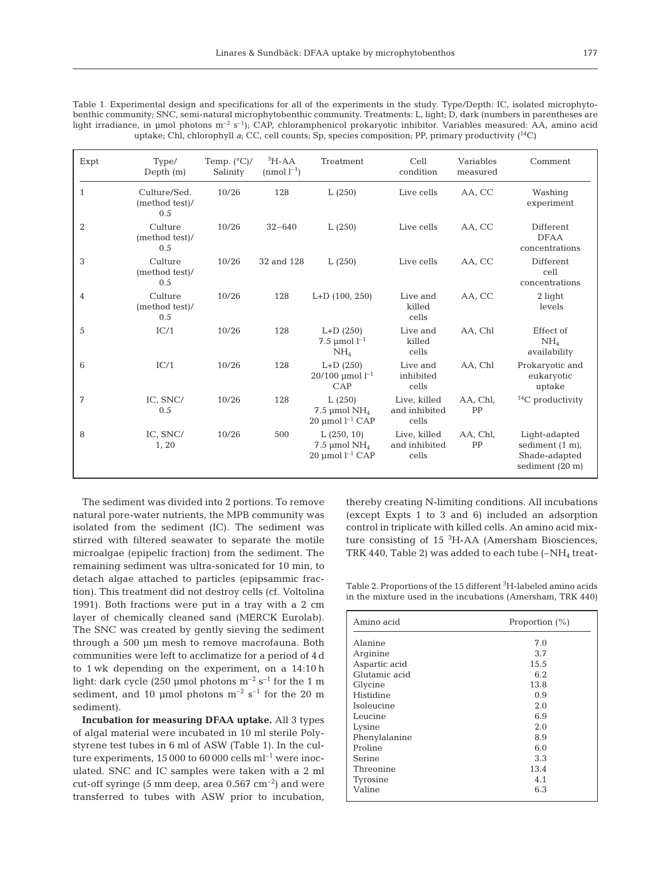Table 1. Experimental design and specifications for all of the experiments in the study. Type/Depth: IC, isolated microphytobenthic community; SNC, semi-natural microphytobenthic community. Treatments: L, light; D, dark (numbers in parentheses are light irradiance, in µmol photons $m^{-2}$ $s^{-1}$); CAP, chloramphenicol prokaryotic inhibitor. Variables measured: AA, amino acid uptake; Chl, chlorophyll *a*; CC, cell counts; Sp, species composition; PP, primary productivity ($^{14}C$)

| Expt | Type/ Depth (m) | Temp. (°C)/ Salinity | $^{3}H$-AA (nmol $l^{-1}$) | Treatment | Cell condition | Variables measured | Comment |
|---|---|---|---|---|---|---|---|
| 1 | Culture/Sed. (method test)/ 0.5 | 10/26 | 128 | L (250) | Live cells | AA, CC | Washing experiment |
| 2 | Culture (method test)/ 0.5 | 10/26 | 32–640 | L (250) | Live cells | AA, CC | Different DFAA concentrations |
| 3 | Culture (method test)/ 0.5 | 10/26 | 32 and 128 | L (250) | Live cells | AA, CC | Different cell concentrations |
| 4 | Culture (method test)/ 0.5 | 10/26 | 128 | L+D (100, 250) | Live and killed cells | AA, CC | 2 light levels |
| 5 | IC/1 | 10/26 | 128 | L+D (250) 7.5 µmol $l^{-1}$ $NH_4$ | Live and killed cells | AA, Chl | Effect of $NH_4$ availability |
| 6 | IC/1 | 10/26 | 128 | L+D (250) 20/100 µmol $l^{-1}$ CAP | Live and inhibited cells | AA, Chl | Prokaryotic and eukaryotic uptake |
| 7 | IC, SNC/ 0.5 | 10/26 | 128 | L (250) 7.5 µmol $NH_4$ 20 µmol $l^{-1}$ CAP | Live, killed and inhibited cells | AA, Chl, PP | $^{14}C$ productivity |
| 8 | IC, SNC/ 1, 20 | 10/26 | 500 | L (250, 10) 7.5 µmol $NH_4$ 20 µmol $l^{-1}$ CAP | Live, killed and inhibited cells | AA, Chl, PP | Light-adapted sediment (1 m), Shade-adapted sediment (20 m) |

The sediment was divided into 2 portions. To remove natural pore-water nutrients, the MPB community was isolated from the sediment (IC). The sediment was stirred with filtered seawater to separate the motile microalgae (epipelic fraction) from the sediment. The remaining sediment was ultra-sonicated for 10 min, to detach algae attached to particles (epipsammic fraction). This treatment did not destroy cells (cf. Voltolina 1991). Both fractions were put in a tray with a 2 cm layer of chemically cleaned sand (MERCK Eurolab). The SNC was created by gently sieving the sediment through a 500 µm mesh to remove macrofauna. Both communities were left to acclimatize for a period of 4 d to 1 wk depending on the experiment, on a 14:10 h light: dark cycle (250 µmol photons $m^{-2}$ $s^{-1}$ for the 1 m sediment, and 10 µmol photons $m^{-2}$ $s^{-1}$ for the 20 m sediment).

**Incubation for measuring DFAA uptake.** All 3 types of algal material were incubated in 10 ml sterile Polystyrene test tubes in 6 ml of ASW (Table 1). In the culture experiments, 15 000 to 60 000 cells $ml^{-1}$ were inoculated. SNC and IC samples were taken with a 2 ml cut-off syringe (5 mm deep, area 0.567 $cm^{-2}$) and were transferred to tubes with ASW prior to incubation, thereby creating N-limiting conditions. All incubations (except Expts 1 to 3 and 6) included an adsorption control in triplicate with killed cells. An amino acid mixture consisting of 15 $^{3}H$-AA (Amersham Biosciences, TRK 440, Table 2) was added to each tube (–$NH_4$ treat-

Table 2. Proportions of the 15 different $^{3}H$-labeled amino acids in the mixture used in the incubations (Amersham, TRK 440)

| Amino acid | Proportion (%) |
|---|---|
| Alanine | 7.0 |
| Arginine | 3.7 |
| Aspartic acid | 15.5 |
| Glutamic acid | 6.2 |
| Glycine | 13.8 |
| Histidine | 0.9 |
| Isoleucine | 2.0 |
| Leucine | 6.9 |
| Lysine | 2.0 |
| Phenylalanine | 8.9 |
| Proline | 6.0 |
| Serine | 3.3 |
| Threonine | 13.4 |
| Tyrosine | 4.1 |
| Valine | 6.3 |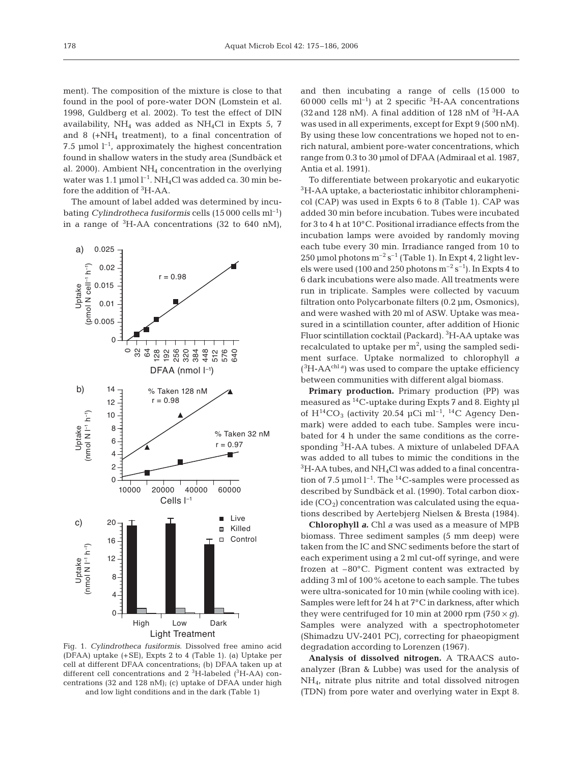ment). The composition of the mixture is close to that found in the pool of pore-water DON (Lomstein et al. 1998, Guldberg et al. 2002). To test the effect of DIN availability, $NH_4$ was added as $NH_4Cl$ in Expts 5, 7 and 8 (+$NH_4$ treatment), to a final concentration of 7.5 µmol $l^{-1}$, approximately the highest concentration found in shallow waters in the study area (Sundbäck et al. 2000). Ambient $NH_4$ concentration in the overlying water was 1.1 µmol $l^{-1}$. $NH_4Cl$ was added ca. 30 min before the addition of $^3$H-AA.

The amount of label added was determined by incubating *Cylindrotheca fusiformis* cells (15 000 cells $ml^{-1}$) in a range of $^3$H-AA concentrations (32 to 640 nM), and then incubating a range of cells (15 000 to 60 000 cells $ml^{-1}$) at 2 specific $^3$H-AA concentrations (32 and 128 nM). A final addition of 128 nM of $^3$H-AA was used in all experiments, except for Expt 9 (500 nM). By using these low concentrations we hoped not to enrich natural, ambient pore-water concentrations, which range from 0.3 to 30 µmol of DFAA (Admiraal et al. 1987, Antia et al. 1991).

a)

Uptake (pmol N cell$^{-1}$ h$^{-1}$)

0.025
0.02
0.015
0.01
0.005
0

r = 0.98

0 32 64 128 192 256 320 384 448 512 576 640

DFAA (nmol $l^{-1}$)

b)

Uptake (nmol N $l^{-1}$ h$^{-1}$)

14
12
10
8
6
4
2
0

% Taken 128 nM
r = 0.98

% Taken 32 nM
r = 0.97

10000 20000 40000 60000

Cells $l^{-1}$

c)

Uptake (nmol N $l^{-1}$ h$^{-1}$)

20
16
12
8
4
0

Live
Killed
Control

High Low Dark

Light Treatment

Fig. 1. *Cylindrotheca fusiformis*. Dissolved free amino acid (DFAA) uptake (+SE), Expts 2 to 4 (Table 1). (a) Uptake per cell at different DFAA concentrations; (b) DFAA taken up at different cell concentrations and 2 $^3$H-labeled ($^3$H-AA) concentrations (32 and 128 nM); (c) uptake of DFAA under high and low light conditions and in the dark (Table 1)

To differentiate between prokaryotic and eukaryotic $^3$H-AA uptake, a bacteriostatic inhibitor chloramphenicol (CAP) was used in Expts 6 to 8 (Table 1). CAP was added 30 min before incubation. Tubes were incubated for 3 to 4 h at 10°C. Positional irradiance effects from the incubation lamps were avoided by randomly moving each tube every 30 min. Irradiance ranged from 10 to 250 µmol photons $m^{-2}$ $s^{-1}$ (Table 1). In Expt 4, 2 light levels were used (100 and 250 photons $m^{-2}$ $s^{-1}$). In Expts 4 to 6 dark incubations were also made. All treatments were run in triplicate. Samples were collected by vacuum filtration onto Polycarbonate filters (0.2 µm, Osmonics), and were washed with 20 ml of ASW. Uptake was measured in a scintillation counter, after addition of Hionic Fluor scintillation cocktail (Packard). $^3$H-AA uptake was recalculated to uptake per $m^2$, using the sampled sediment surface. Uptake normalized to chlorophyll *a* ($^3$H-AA$^{\text{chl }a}$) was used to compare the uptake efficiency between communities with different algal biomass.

**Primary production.** Primary production (PP) was measured as $^{14}$C-uptake during Expts 7 and 8. Eighty µl of $H^{14}CO_3$ (activity 20.54 µCi $ml^{-1}$, $^{14}$C Agency Denmark) were added to each tube. Samples were incubated for 4 h under the same conditions as the corresponding $^3$H-AA tubes. A mixture of unlabeled DFAA was added to all tubes to mimic the conditions in the $^3$H-AA tubes, and $NH_4Cl$ was added to a final concentration of 7.5 µmol $l^{-1}$. The $^{14}$C-samples were processed as described by Sundbäck et al. (1990). Total carbon dioxide ($CO_2$) concentration was calculated using the equations described by Aertebjerg Nielsen & Bresta (1984).

**Chlorophyll *a*.** Chl *a* was used as a measure of MPB biomass. Three sediment samples (5 mm deep) were taken from the IC and SNC sediments before the start of each experiment using a 2 ml cut-off syringe, and were frozen at –80°C. Pigment content was extracted by adding 3 ml of 100% acetone to each sample. The tubes were ultra-sonicated for 10 min (while cooling with ice). Samples were left for 24 h at 7°C in darkness, after which they were centrifuged for 10 min at 2000 rpm (750 × *g*). Samples were analyzed with a spectrophotometer (Shimadzu UV-2401 PC), correcting for phaeopigment degradation according to Lorenzen (1967).

**Analysis of dissolved nitrogen.** A TRAACS autoanalyzer (Bran & Lubbe) was used for the analysis of $NH_4$, nitrate plus nitrite and total dissolved nitrogen (TDN) from pore water and overlying water in Expt 8.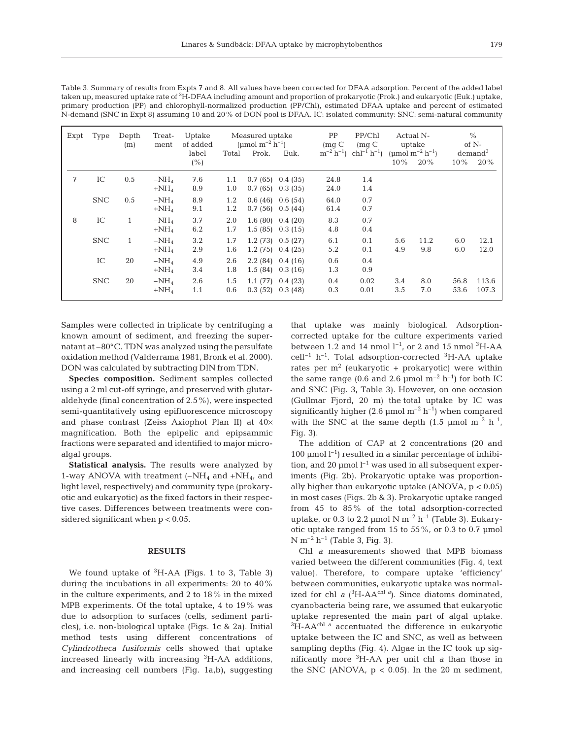Table 3. Summary of results from Expts 7 and 8. All values have been corrected for DFAA adsorption. Percent of the added label taken up, measured uptake rate of $^3$H-DFAA including amount and proportion of prokaryotic (Prok.) and eukaryotic (Euk.) uptake, primary production (PP) and chlorophyll-normalized production (PP/Chl), estimated DFAA uptake and percent of estimated N-demand (SNC in Expt 8) assuming 10 and 20% of DON pool is DFAA. IC: isolated community: SNC: semi-natural community

| Expt | Type | Depth (m) | Treatment | Uptake of added label (%) | Measured uptake ($\mu$mol m$^{-2}$ h$^{-1}$) | | | PP (mg C m$^{-2}$ h$^{-1}$) | PP/Chl (mg C chl$^{-1}$ h$^{-1}$) | Actual N-uptake ($\mu$mol m$^{-2}$ h$^{-1}$) | | % of N-demand[3] | |
|---|---|---|---|---|---|---|---|---|---|---|---|---|---|
| | | | | | Total | Prok. | Euk. | | | 10% | 20% | 10% | 20% |
| 7 | IC | 0.5 | $-NH_4$ | 7.6 | 1.1 | 0.7 (65) | 0.4 (35) | 24.8 | 1.4 | | | | |
| | | | $+NH_4$ | 8.9 | 1.0 | 0.7 (65) | 0.3 (35) | 24.0 | 1.4 | | | | |
| | SNC | 0.5 | $-NH_4$ | 8.9 | 1.2 | 0.6 (46) | 0.6 (54) | 64.0 | 0.7 | | | | |
| | | | $+NH_4$ | 9.1 | 1.2 | 0.7 (56) | 0.5 (44) | 61.4 | 0.7 | | | | |
| 8 | IC | 1 | $-NH_4$ | 3.7 | 2.0 | 1.6 (80) | 0.4 (20) | 8.3 | 0.7 | | | | |
| | | | $+NH_4$ | 6.2 | 1.7 | 1.5 (85) | 0.3 (15) | 4.8 | 0.4 | | | | |
| | SNC | 1 | $-NH_4$ | 3.2 | 1.7 | 1.2 (73) | 0.5 (27) | 6.1 | 0.1 | 5.6 | 11.2 | 6.0 | 12.1 |
| | | | $+NH_4$ | 2.9 | 1.6 | 1.2 (75) | 0.4 (25) | 5.2 | 0.1 | 4.9 | 9.8 | 6.0 | 12.0 |
| | IC | 20 | $-NH_4$ | 4.9 | 2.6 | 2.2 (84) | 0.4 (16) | 0.6 | 0.4 | | | | |
| | | | $+NH_4$ | 3.4 | 1.8 | 1.5 (84) | 0.3 (16) | 1.3 | 0.9 | | | | |
| | SNC | 20 | $-NH_4$ | 2.6 | 1.5 | 1.1 (77) | 0.4 (23) | 0.4 | 0.02 | 3.4 | 8.0 | 56.8 | 113.6 |
| | | | $+NH_4$ | 1.1 | 0.6 | 0.3 (52) | 0.3 (48) | 0.3 | 0.01 | 3.5 | 7.0 | 53.6 | 107.3 |

Samples were collected in triplicate by centrifuging a known amount of sediment, and freezing the supernatant at –80°C. TDN was analyzed using the persulfate oxidation method (Valderrama 1981, Bronk et al. 2000). DON was calculated by subtracting DIN from TDN.

**Species composition.** Sediment samples collected using a 2 ml cut-off syringe, and preserved with glutaraldehyde (final concentration of 2.5%), were inspected semi-quantitatively using epifluorescence microscopy and phase contrast (Zeiss Axiophot Plan II) at 40× magnification. Both the epipelic and epipsammic fractions were separated and identified to major microalgal groups.

**Statistical analysis.** The results were analyzed by 1-way ANOVA with treatment ($-NH_4$ and $+NH_4$, and light level, respectively) and community type (prokaryotic and eukaryotic) as the fixed factors in their respective cases. Differences between treatments were considered significant when $p < 0.05$.

## RESULTS

We found uptake of $^3$H-AA (Figs. 1 to 3, Table 3) during the incubations in all experiments: 20 to 40% in the culture experiments, and 2 to 18% in the mixed MPB experiments. Of the total uptake, 4 to 19% was due to adsorption to surfaces (cells, sediment particles), i.e. non-biological uptake (Figs. 1c & 2a). Initial method tests using different concentrations of *Cylindrotheca fusiformis* cells showed that uptake increased linearly with increasing $^3$H-AA additions, and increasing cell numbers (Fig. 1a,b), suggesting that uptake was mainly biological. Adsorption-corrected uptake for the culture experiments varied between 1.2 and 14 nmol l$^{-1}$, or 2 and 15 nmol $^3$H-AA cell$^{-1}$ h$^{-1}$. Total adsorption-corrected $^3$H-AA uptake rates per m$^2$ (eukaryotic + prokaryotic) were within the same range (0.6 and 2.6 µmol m$^{-2}$ h$^{-1}$) for both IC and SNC (Fig. 3, Table 3). However, on one occasion (Gullmar Fjord, 20 m) the total uptake by IC was significantly higher (2.6 µmol m$^{-2}$ h$^{-1}$) when compared with the SNC at the same depth (1.5 µmol m$^{-2}$ h$^{-1}$, Fig. 3).

The addition of CAP at 2 concentrations (20 and 100 µmol l$^{-1}$) resulted in a similar percentage of inhibition, and 20 µmol l$^{-1}$ was used in all subsequent experiments (Fig. 2b). Prokaryotic uptake was proportionally higher than eukaryotic uptake (ANOVA, $p < 0.05$) in most cases (Figs. 2b & 3). Prokaryotic uptake ranged from 45 to 85% of the total adsorption-corrected uptake, or 0.3 to 2.2 µmol N m$^{-2}$ h$^{-1}$ (Table 3). Eukaryotic uptake ranged from 15 to 55%, or 0.3 to 0.7 µmol N m$^{-2}$ h$^{-1}$ (Table 3, Fig. 3).

Chl *a* measurements showed that MPB biomass varied between the different communities (Fig. 4, text value). Therefore, to compare uptake 'efficiency' between communities, eukaryotic uptake was normalized for chl *a* ($^3$H-AA$^{chl\ a}$). Since diatoms dominated, cyanobacteria being rare, we assumed that eukaryotic uptake represented the main part of algal uptake. $^3$H-AA$^{chl\ a}$ accentuated the difference in eukaryotic uptake between the IC and SNC, as well as between sampling depths (Fig. 4). Algae in the IC took up significantly more $^3$H-AA per unit chl *a* than those in the SNC (ANOVA, $p < 0.05$). In the 20 m sediment,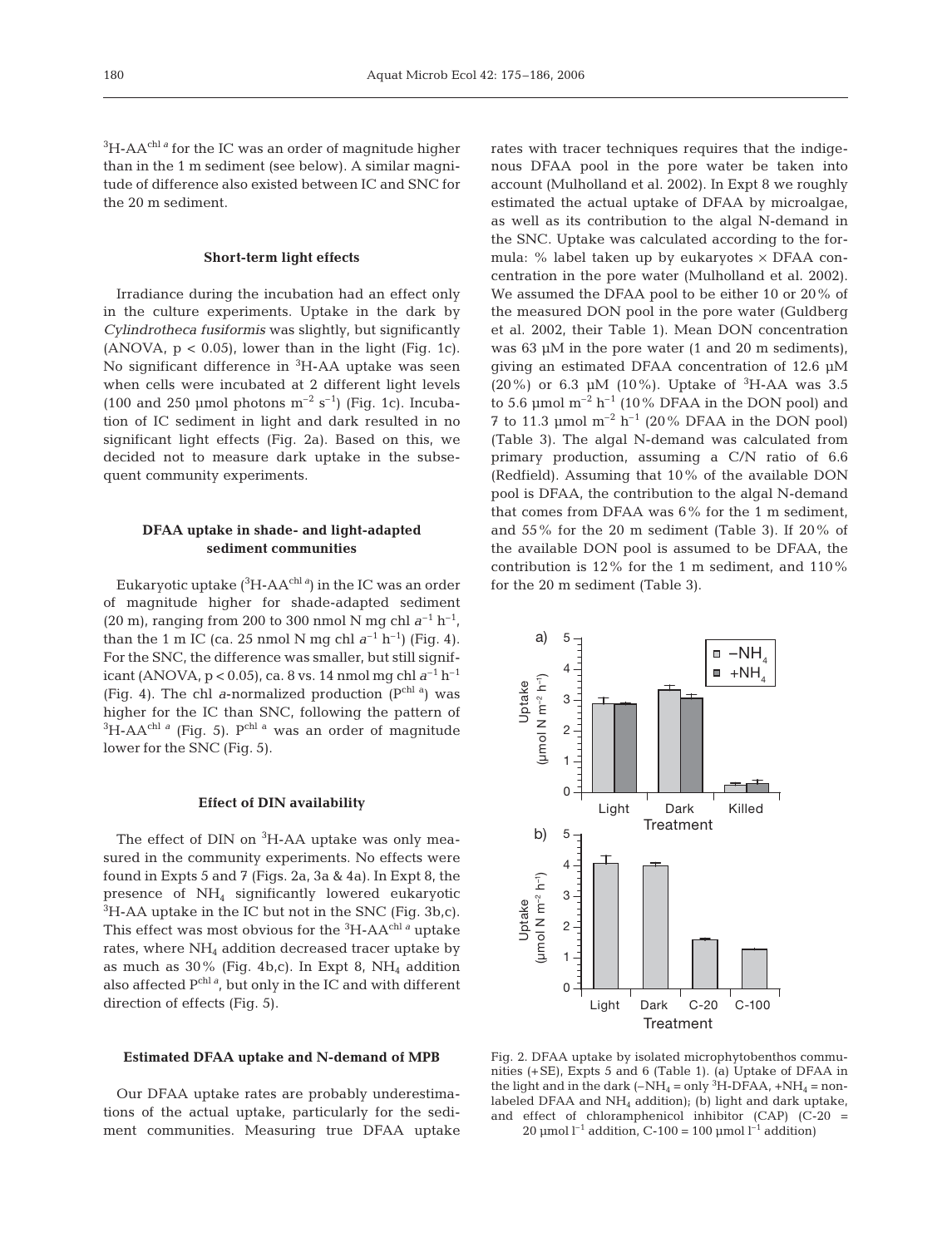$^{3}$H-AA$^{chl\,a}$ for the IC was an order of magnitude higher than in the 1 m sediment (see below). A similar magnitude of difference also existed between IC and SNC for the 20 m sediment.

### Short-term light effects

Irradiance during the incubation had an effect only in the culture experiments. Uptake in the dark by *Cylindrotheca fusiformis* was slightly, but significantly (ANOVA, $p < 0.05$), lower than in the light (Fig. 1c). No significant difference in $^{3}$H-AA uptake was seen when cells were incubated at 2 different light levels (100 and 250 µmol photons $m^{-2}$ $s^{-1}$) (Fig. 1c). Incubation of IC sediment in light and dark resulted in no significant light effects (Fig. 2a). Based on this, we decided not to measure dark uptake in the subsequent community experiments.

### DFAA uptake in shade- and light-adapted sediment communities

Eukaryotic uptake ($^{3}$H-AA$^{chl\,a}$) in the IC was an order of magnitude higher for shade-adapted sediment (20 m), ranging from 200 to 300 nmol N mg chl $a^{-1}$ $h^{-1}$, than the 1 m IC (ca. 25 nmol N mg chl $a^{-1}$ $h^{-1}$) (Fig. 4). For the SNC, the difference was smaller, but still significant (ANOVA, $p < 0.05$), ca. 8 vs. 14 nmol mg chl $a^{-1}$ $h^{-1}$ (Fig. 4). The chl *a*-normalized production ($P^{chl\,a}$) was higher for the IC than SNC, following the pattern of $^{3}$H-AA$^{chl\,a}$ (Fig. 5). $P^{chl\,a}$ was an order of magnitude lower for the SNC (Fig. 5).

### Effect of DIN availability

The effect of DIN on $^{3}$H-AA uptake was only measured in the community experiments. No effects were found in Expts 5 and 7 (Figs. 2a, 3a & 4a). In Expt 8, the presence of $NH_4$ significantly lowered eukaryotic $^{3}$H-AA uptake in the IC but not in the SNC (Fig. 3b,c). This effect was most obvious for the $^{3}$H-AA$^{chl\,a}$ uptake rates, where $NH_4$ addition decreased tracer uptake by as much as 30% (Fig. 4b,c). In Expt 8, $NH_4$ addition also affected $P^{chl\,a}$, but only in the IC and with different direction of effects (Fig. 5).

### Estimated DFAA uptake and N-demand of MPB

Our DFAA uptake rates are probably underestimations of the actual uptake, particularly for the sediment communities. Measuring true DFAA uptake rates with tracer techniques requires that the indigenous DFAA pool in the pore water be taken into account (Mulholland et al. 2002). In Expt 8 we roughly estimated the actual uptake of DFAA by microalgae, as well as its contribution to the algal N-demand in the SNC. Uptake was calculated according to the formula: % label taken up by eukaryotes × DFAA concentration in the pore water (Mulholland et al. 2002). We assumed the DFAA pool to be either 10 or 20% of the measured DON pool in the pore water (Guldberg et al. 2002, their Table 1). Mean DON concentration was 63 µM in the pore water (1 and 20 m sediments), giving an estimated DFAA concentration of 12.6 µM (20%) or 6.3 µM (10%). Uptake of $^{3}$H-AA was 3.5 to 5.6 µmol $m^{-2}$ $h^{-1}$ (10% DFAA in the DON pool) and 7 to 11.3 µmol $m^{-2}$ $h^{-1}$ (20% DFAA in the DON pool) (Table 3). The algal N-demand was calculated from primary production, assuming a C/N ratio of 6.6 (Redfield). Assuming that 10% of the available DON pool is DFAA, the contribution to the algal N-demand that comes from DFAA was 6% for the 1 m sediment, and 55% for the 20 m sediment (Table 3). If 20% of the available DON pool is assumed to be DFAA, the contribution is 12% for the 1 m sediment, and 110% for the 20 m sediment (Table 3).

a)
Uptake (µmol N m$^{-2}$ h$^{-1}$)
0 1 2 3 4 5
$-NH_4$
$+NH_4$
Light Dark Killed
Treatment

b)
Uptake (µmol N m$^{-2}$ h$^{-1}$)
0 1 2 3 4 5
Light Dark C-20 C-100
Treatment

Fig. 2. DFAA uptake by isolated microphytobenthos communities (+SE), Expts 5 and 6 (Table 1). (a) Uptake of DFAA in the light and in the dark ($-NH_4$ = only $^{3}$H-DFAA, $+NH_4$ = non-labeled DFAA and $NH_4$ addition); (b) light and dark uptake, and effect of chloramphenicol inhibitor (CAP) (C-20 = 20 µmol $l^{-1}$ addition, C-100 = 100 µmol $l^{-1}$ addition)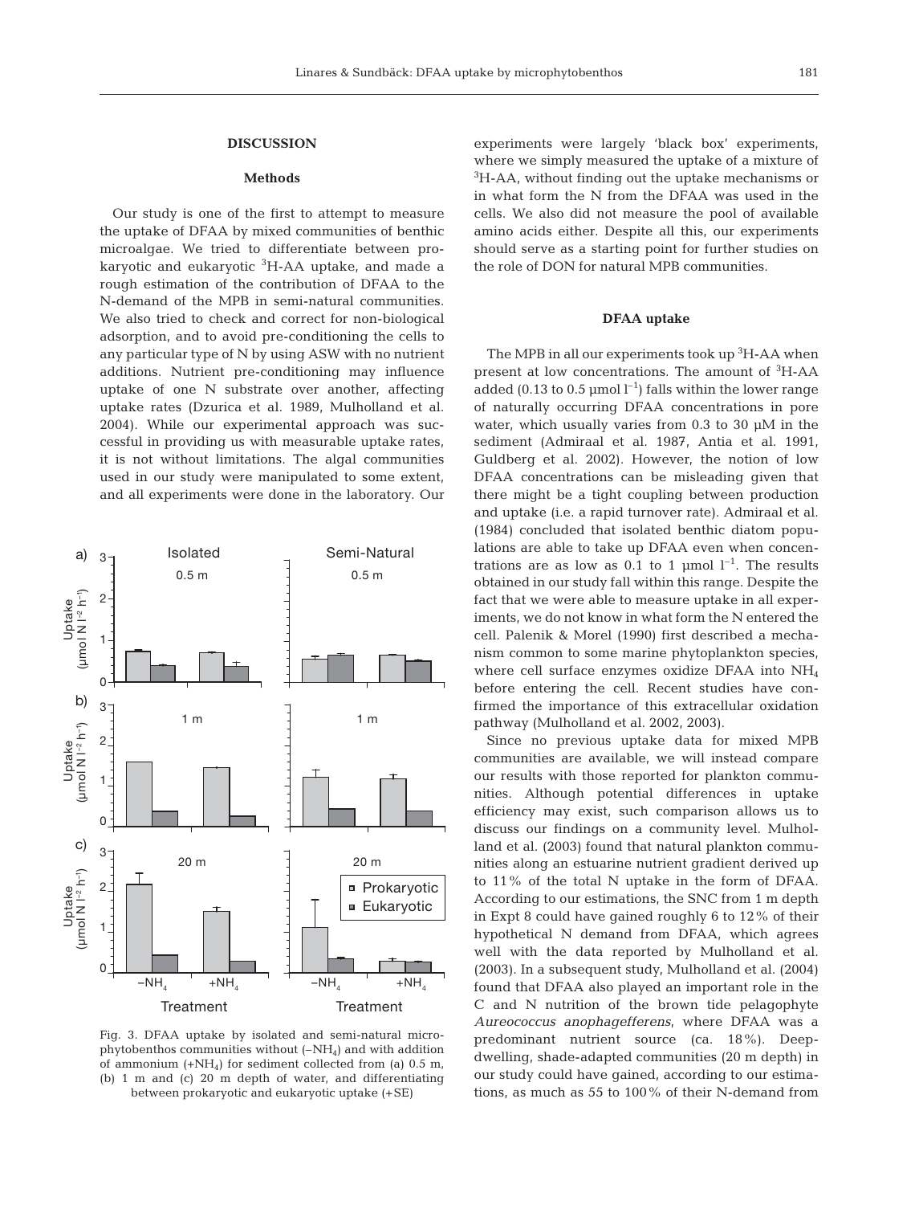## DISCUSSION

### Methods

Our study is one of the first to attempt to measure the uptake of DFAA by mixed communities of benthic microalgae. We tried to differentiate between prokaryotic and eukaryotic $^3$H-AA uptake, and made a rough estimation of the contribution of DFAA to the N-demand of the MPB in semi-natural communities. We also tried to check and correct for non-biological adsorption, and to avoid pre-conditioning the cells to any particular type of N by using ASW with no nutrient additions. Nutrient pre-conditioning may influence uptake of one N substrate over another, affecting uptake rates (Dzurica et al. 1989, Mulholland et al. 2004). While our experimental approach was successful in providing us with measurable uptake rates, it is not without limitations. The algal communities used in our study were manipulated to some extent, and all experiments were done in the laboratory. Our experiments were largely 'black box' experiments, where we simply measured the uptake of a mixture of $^3$H-AA, without finding out the uptake mechanisms or in what form the N from the DFAA was used in the cells. We also did not measure the pool of available amino acids either. Despite all this, our experiments should serve as a starting point for further studies on the role of DON for natural MPB communities.

a) Isolated 0.5 m; Semi-Natural 0.5 m
b) 1 m; 1 m
c) 20 m; 20 m
Uptake (µmol N l$^{-2}$ h$^{-1}$)
0 1 2 3
Prokaryotic
Eukaryotic
–NH$_4$ +NH$_4$ –NH$_4$ +NH$_4$
Treatment Treatment

Fig. 3. DFAA uptake by isolated and semi-natural microphytobenthos communities without (–$NH_4$) and with addition of ammonium (+$NH_4$) for sediment collected from (a) 0.5 m, (b) 1 m and (c) 20 m depth of water, and differentiating between prokaryotic and eukaryotic uptake (+SE)

### DFAA uptake

The MPB in all our experiments took up $^3$H-AA when present at low concentrations. The amount of $^3$H-AA added (0.13 to 0.5 µmol l$^{-1}$) falls within the lower range of naturally occurring DFAA concentrations in pore water, which usually varies from 0.3 to 30 µM in the sediment (Admiraal et al. 1987, Antia et al. 1991, Guldberg et al. 2002). However, the notion of low DFAA concentrations can be misleading given that there might be a tight coupling between production and uptake (i.e. a rapid turnover rate). Admiraal et al. (1984) concluded that isolated benthic diatom populations are able to take up DFAA even when concentrations are as low as 0.1 to 1 µmol l$^{-1}$. The results obtained in our study fall within this range. Despite the fact that we were able to measure uptake in all experiments, we do not know in what form the N entered the cell. Palenik & Morel (1990) first described a mechanism common to some marine phytoplankton species, where cell surface enzymes oxidize DFAA into $NH_4$ before entering the cell. Recent studies have confirmed the importance of this extracellular oxidation pathway (Mulholland et al. 2002, 2003).

Since no previous uptake data for mixed MPB communities are available, we will instead compare our results with those reported for plankton communities. Although potential differences in uptake efficiency may exist, such comparison allows us to discuss our findings on a community level. Mulholland et al. (2003) found that natural plankton communities along an estuarine nutrient gradient derived up to 11% of the total N uptake in the form of DFAA. According to our estimations, the SNC from 1 m depth in Expt 8 could have gained roughly 6 to 12% of their hypothetical N demand from DFAA, which agrees well with the data reported by Mulholland et al. (2003). In a subsequent study, Mulholland et al. (2004) found that DFAA also played an important role in the C and N nutrition of the brown tide pelagophyte *Aureococcus anophagefferens*, where DFAA was a predominant nutrient source (ca. 18%). Deep-dwelling, shade-adapted communities (20 m depth) in our study could have gained, according to our estimations, as much as 55 to 100% of their N-demand from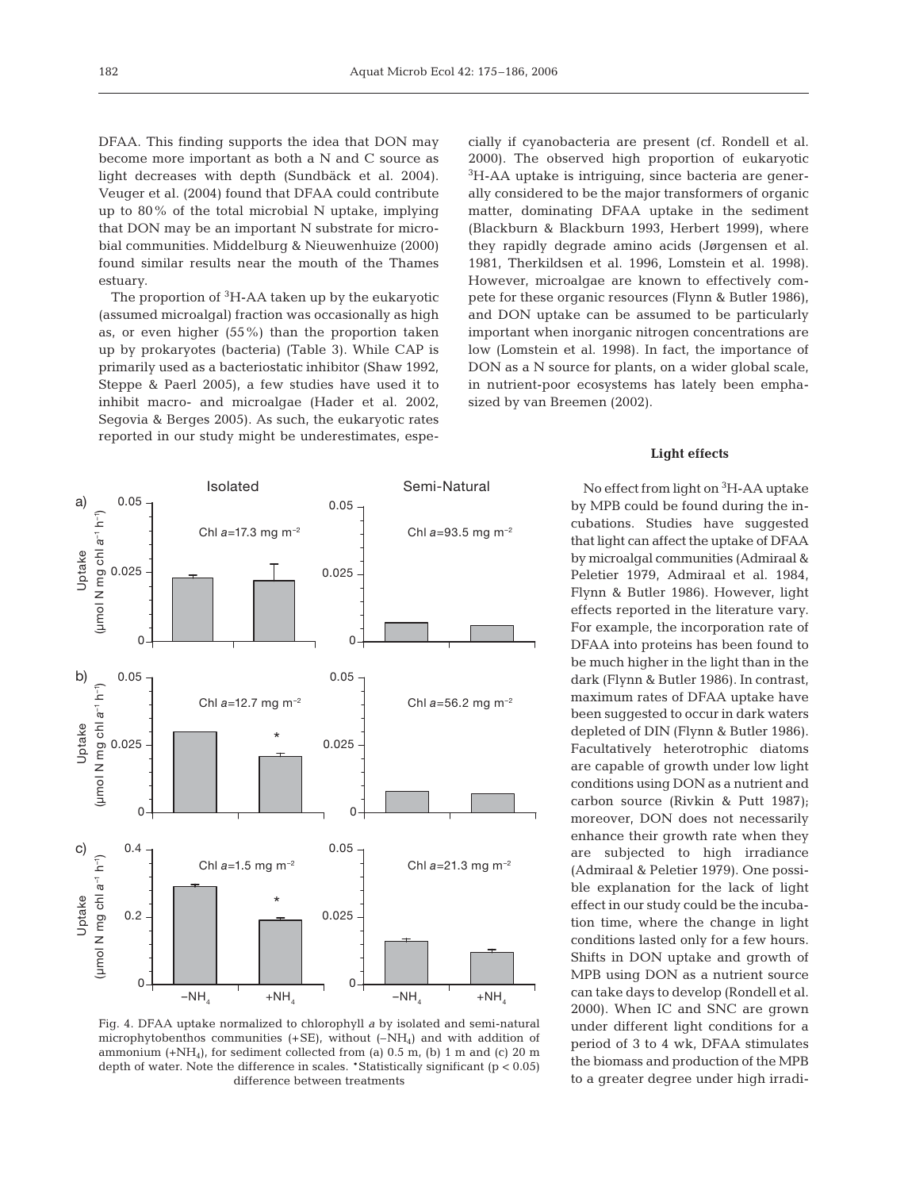DFAA. This finding supports the idea that DON may become more important as both a N and C source as light decreases with depth (Sundbäck et al. 2004). Veuger et al. (2004) found that DFAA could contribute up to 80% of the total microbial N uptake, implying that DON may be an important N substrate for microbial communities. Middelburg & Nieuwenhuize (2000) found similar results near the mouth of the Thames estuary.

The proportion of $^3$H-AA taken up by the eukaryotic (assumed microalgal) fraction was occasionally as high as, or even higher (55%) than the proportion taken up by prokaryotes (bacteria) (Table 3). While CAP is primarily used as a bacteriostatic inhibitor (Shaw 1992, Steppe & Paerl 2005), a few studies have used it to inhibit macro- and microalgae (Hader et al. 2002, Segovia & Berges 2005). As such, the eukaryotic rates reported in our study might be underestimates, especially if cyanobacteria are present (cf. Rondell et al. 2000). The observed high proportion of eukaryotic $^3$H-AA uptake is intriguing, since bacteria are generally considered to be the major transformers of organic matter, dominating DFAA uptake in the sediment (Blackburn & Blackburn 1993, Herbert 1999), where they rapidly degrade amino acids (Jørgensen et al. 1981, Therkildsen et al. 1996, Lomstein et al. 1998). However, microalgae are known to effectively compete for these organic resources (Flynn & Butler 1986), and DON uptake can be assumed to be particularly important when inorganic nitrogen concentrations are low (Lomstein et al. 1998). In fact, the importance of DON as a N source for plants, on a wider global scale, in nutrient-poor ecosystems has lately been emphasized by van Breemen (2002).

Isolated
Semi-Natural
a)
Chl *a*=17.3 mg m$^{-2}$
Chl *a*=93.5 mg m$^{-2}$
b)
Chl *a*=12.7 mg m$^{-2}$
Chl *a*=56.2 mg m$^{-2}$
c)
Chl *a*=1.5 mg m$^{-2}$
Chl *a*=21.3 mg m$^{-2}$
Uptake (µmol N mg chl $a^{-1}$ h$^{-1}$)
$-NH_4$
$+NH_4$

Fig. 4. DFAA uptake normalized to chlorophyll *a* by isolated and semi-natural microphytobenthos communities (+SE), without ($-NH_4$) and with addition of ammonium ($+NH_4$), for sediment collected from (a) 0.5 m, (b) 1 m and (c) 20 m depth of water. Note the difference in scales. *Statistically significant ($p < 0.05$) difference between treatments

### Light effects

No effect from light on $^3$H-AA uptake by MPB could be found during the incubations. Studies have suggested that light can affect the uptake of DFAA by microalgal communities (Admiraal & Peletier 1979, Admiraal et al. 1984, Flynn & Butler 1986). However, light effects reported in the literature vary. For example, the incorporation rate of DFAA into proteins has been found to be much higher in the light than in the dark (Flynn & Butler 1986). In contrast, maximum rates of DFAA uptake have been suggested to occur in dark waters depleted of DIN (Flynn & Butler 1986). Facultatively heterotrophic diatoms are capable of growth under low light conditions using DON as a nutrient and carbon source (Rivkin & Putt 1987); moreover, DON does not necessarily enhance their growth rate when they are subjected to high irradiance (Admiraal & Peletier 1979). One possible explanation for the lack of light effect in our study could be the incubation time, where the change in light conditions lasted only for a few hours. Shifts in DON uptake and growth of MPB using DON as a nutrient source can take days to develop (Rondell et al. 2000). When IC and SNC are grown under different light conditions for a period of 3 to 4 wk, DFAA stimulates the biomass and production of the MPB to a greater degree under high irradi-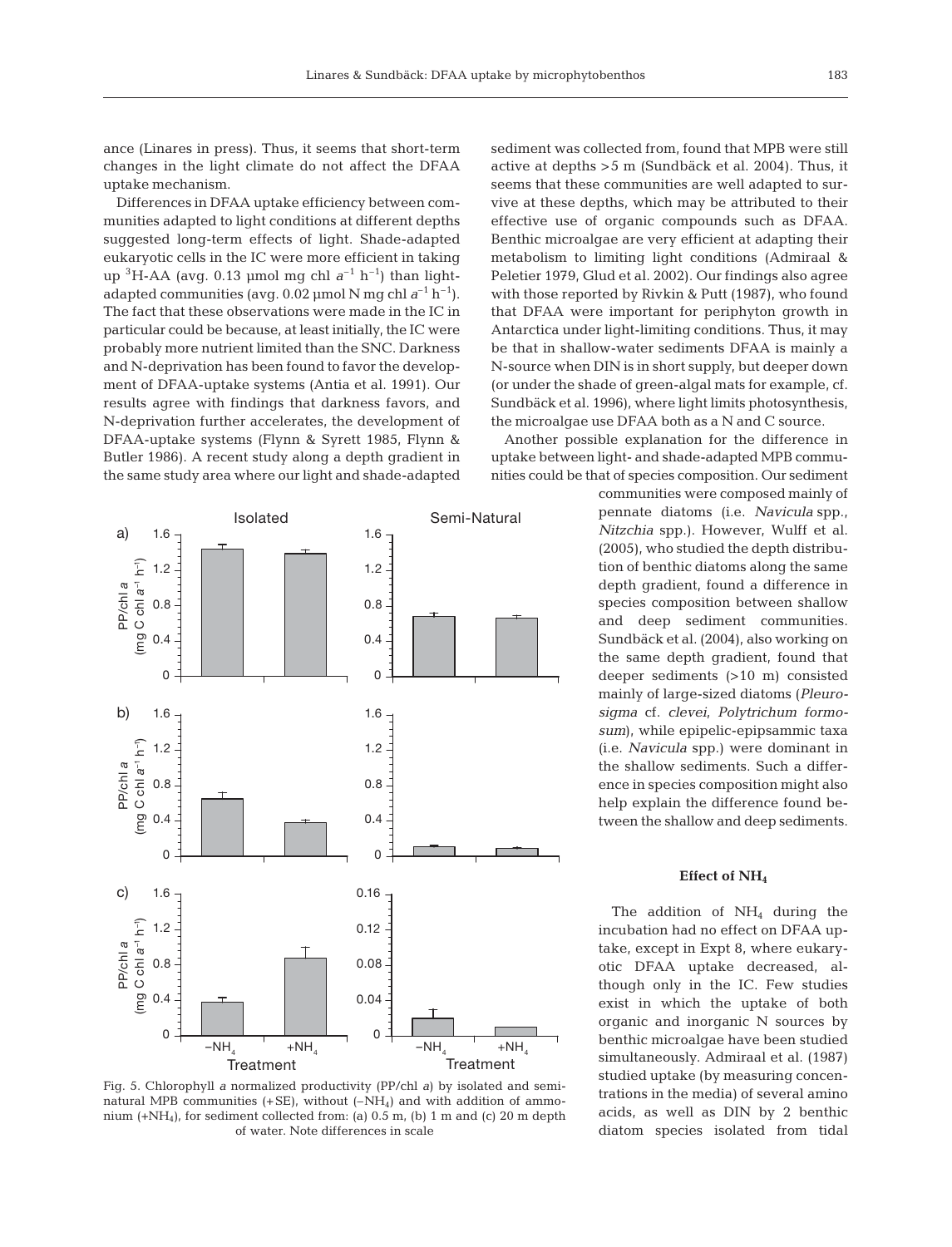ance (Linares in press). Thus, it seems that short-term changes in the light climate do not affect the DFAA uptake mechanism.

Differences in DFAA uptake efficiency between communities adapted to light conditions at different depths suggested long-term effects of light. Shade-adapted eukaryotic cells in the IC were more efficient in taking up $^{3}$H-AA (avg. 0.13 µmol mg chl $a^{-1}$ h$^{-1}$) than light-adapted communities (avg. 0.02 µmol N mg chl $a^{-1}$ h$^{-1}$). The fact that these observations were made in the IC in particular could be because, at least initially, the IC were probably more nutrient limited than the SNC. Darkness and N-deprivation has been found to favor the development of DFAA-uptake systems (Antia et al. 1991). Our results agree with findings that darkness favors, and N-deprivation further accelerates, the development of DFAA-uptake systems (Flynn & Syrett 1985, Flynn & Butler 1986). A recent study along a depth gradient in the same study area where our light and shade-adapted sediment was collected from, found that MPB were still active at depths >5 m (Sundbäck et al. 2004). Thus, it seems that these communities are well adapted to survive at these depths, which may be attributed to their effective use of organic compounds such as DFAA. Benthic microalgae are very efficient at adapting their metabolism to limiting light conditions (Admiraal & Peletier 1979, Glud et al. 2002). Our findings also agree with those reported by Rivkin & Putt (1987), who found that DFAA were important for periphyton growth in Antarctica under light-limiting conditions. Thus, it may be that in shallow-water sediments DFAA is mainly a N-source when DIN is in short supply, but deeper down (or under the shade of green-algal mats for example, cf. Sundbäck et al. 1996), where light limits photosynthesis, the microalgae use DFAA both as a N and C source.

Another possible explanation for the difference in uptake between light- and shade-adapted MPB communities could be that of species composition. Our sediment communities were composed mainly of pennate diatoms (i.e. *Navicula* spp., *Nitzchia* spp.). However, Wulff et al. (2005), who studied the depth distribution of benthic diatoms along the same depth gradient, found a difference in species composition between shallow and deep sediment communities. Sundbäck et al. (2004), also working on the same depth gradient, found that deeper sediments (>10 m) consisted mainly of large-sized diatoms (*Pleurosigma* cf. *clevei*, *Polytrichum formosum*), while epipelic-epipsammic taxa (i.e. *Navicula* spp.) were dominant in the shallow sediments. Such a difference in species composition might also help explain the difference found between the shallow and deep sediments.

Isolated
Semi-Natural
a)
b)
c)
PP/chl *a* (mg C chl $a^{-1}$ h$^{-1}$)
1.6
1.2
0.8
0.4
0
0.16
0.12
0.08
0.04
0
$-NH_4$
$+NH_4$
Treatment

Fig. 5. Chlorophyll *a* normalized productivity (PP/chl *a*) by isolated and semi-natural MPB communities (+SE), without ($-NH_4$) and with addition of ammonium ($+NH_4$), for sediment collected from: (a) 0.5 m, (b) 1 m and (c) 20 m depth of water. Note differences in scale

#### Effect of $NH_4$

The addition of $NH_4$ during the incubation had no effect on DFAA uptake, except in Expt 8, where eukaryotic DFAA uptake decreased, although only in the IC. Few studies exist in which the uptake of both organic and inorganic N sources by benthic microalgae have been studied simultaneously. Admiraal et al. (1987) studied uptake (by measuring concentrations in the media) of several amino acids, as well as DIN by 2 benthic diatom species isolated from tidal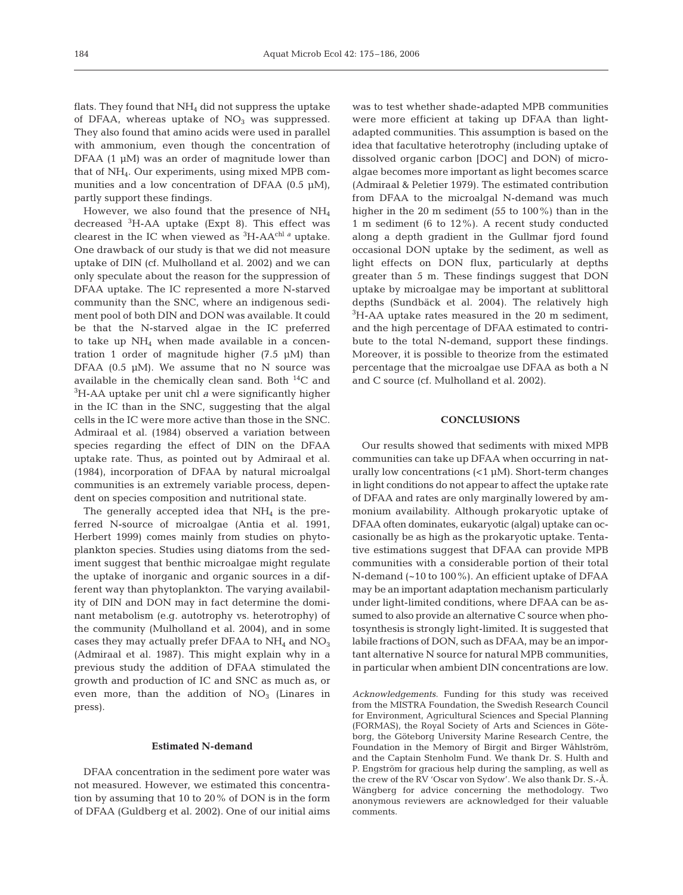flats. They found that $NH_4$ did not suppress the uptake of DFAA, whereas uptake of $NO_3$ was suppressed. They also found that amino acids were used in parallel with ammonium, even though the concentration of DFAA (1 µM) was an order of magnitude lower than that of $NH_4$. Our experiments, using mixed MPB communities and a low concentration of DFAA (0.5 µM), partly support these findings.

However, we also found that the presence of $NH_4$ decreased $^3$H-AA uptake (Expt 8). This effect was clearest in the IC when viewed as $^3$H-AA$^{chl\ a}$ uptake. One drawback of our study is that we did not measure uptake of DIN (cf. Mulholland et al. 2002) and we can only speculate about the reason for the suppression of DFAA uptake. The IC represented a more N-starved community than the SNC, where an indigenous sediment pool of both DIN and DON was available. It could be that the N-starved algae in the IC preferred to take up $NH_4$ when made available in a concentration 1 order of magnitude higher (7.5 µM) than DFAA (0.5 µM). We assume that no N source was available in the chemically clean sand. Both $^{14}$C and $^3$H-AA uptake per unit chl *a* were significantly higher in the IC than in the SNC, suggesting that the algal cells in the IC were more active than those in the SNC. Admiraal et al. (1984) observed a variation between species regarding the effect of DIN on the DFAA uptake rate. Thus, as pointed out by Admiraal et al. (1984), incorporation of DFAA by natural microalgal communities is an extremely variable process, dependent on species composition and nutritional state.

The generally accepted idea that $NH_4$ is the preferred N-source of microalgae (Antia et al. 1991, Herbert 1999) comes mainly from studies on phytoplankton species. Studies using diatoms from the sediment suggest that benthic microalgae might regulate the uptake of inorganic and organic sources in a different way than phytoplankton. The varying availability of DIN and DON may in fact determine the dominant metabolism (e.g. autotrophy vs. heterotrophy) of the community (Mulholland et al. 2004), and in some cases they may actually prefer DFAA to $NH_4$ and $NO_3$ (Admiraal et al. 1987). This might explain why in a previous study the addition of DFAA stimulated the growth and production of IC and SNC as much as, or even more, than the addition of $NO_3$ (Linares in press).

#### Estimated N-demand

DFAA concentration in the sediment pore water was not measured. However, we estimated this concentration by assuming that 10 to 20% of DON is in the form of DFAA (Guldberg et al. 2002). One of our initial aims was to test whether shade-adapted MPB communities were more efficient at taking up DFAA than light-adapted communities. This assumption is based on the idea that facultative heterotrophy (including uptake of dissolved organic carbon [DOC] and DON) of microalgae becomes more important as light becomes scarce (Admiraal & Peletier 1979). The estimated contribution from DFAA to the microalgal N-demand was much higher in the 20 m sediment (55 to 100%) than in the 1 m sediment (6 to 12%). A recent study conducted along a depth gradient in the Gullmar fjord found occasional DON uptake by the sediment, as well as light effects on DON flux, particularly at depths greater than 5 m. These findings suggest that DON uptake by microalgae may be important at sublittoral depths (Sundbäck et al. 2004). The relatively high $^3$H-AA uptake rates measured in the 20 m sediment, and the high percentage of DFAA estimated to contribute to the total N-demand, support these findings. Moreover, it is possible to theorize from the estimated percentage that the microalgae use DFAA as both a N and C source (cf. Mulholland et al. 2002).

## CONCLUSIONS

Our results showed that sediments with mixed MPB communities can take up DFAA when occurring in naturally low concentrations (<1 µM). Short-term changes in light conditions do not appear to affect the uptake rate of DFAA and rates are only marginally lowered by ammonium availability. Although prokaryotic uptake of DFAA often dominates, eukaryotic (algal) uptake can occasionally be as high as the prokaryotic uptake. Tentative estimations suggest that DFAA can provide MPB communities with a considerable portion of their total N-demand (~10 to 100%). An efficient uptake of DFAA may be an important adaptation mechanism particularly under light-limited conditions, where DFAA can be assumed to also provide an alternative C source when photosynthesis is strongly light-limited. It is suggested that labile fractions of DON, such as DFAA, may be an important alternative N source for natural MPB communities, in particular when ambient DIN concentrations are low.

*Acknowledgements.* Funding for this study was received from the MISTRA Foundation, the Swedish Research Council for Environment, Agricultural Sciences and Special Planning (FORMAS), the Royal Society of Arts and Sciences in Göteborg, the Göteborg University Marine Research Centre, the Foundation in the Memory of Birgit and Birger Wåhlström, and the Captain Stenholm Fund. We thank Dr. S. Hulth and P. Engström for gracious help during the sampling, as well as the crew of the RV 'Oscar von Sydow'. We also thank Dr. S.-Å. Wängberg for advice concerning the methodology. Two anonymous reviewers are acknowledged for their valuable comments.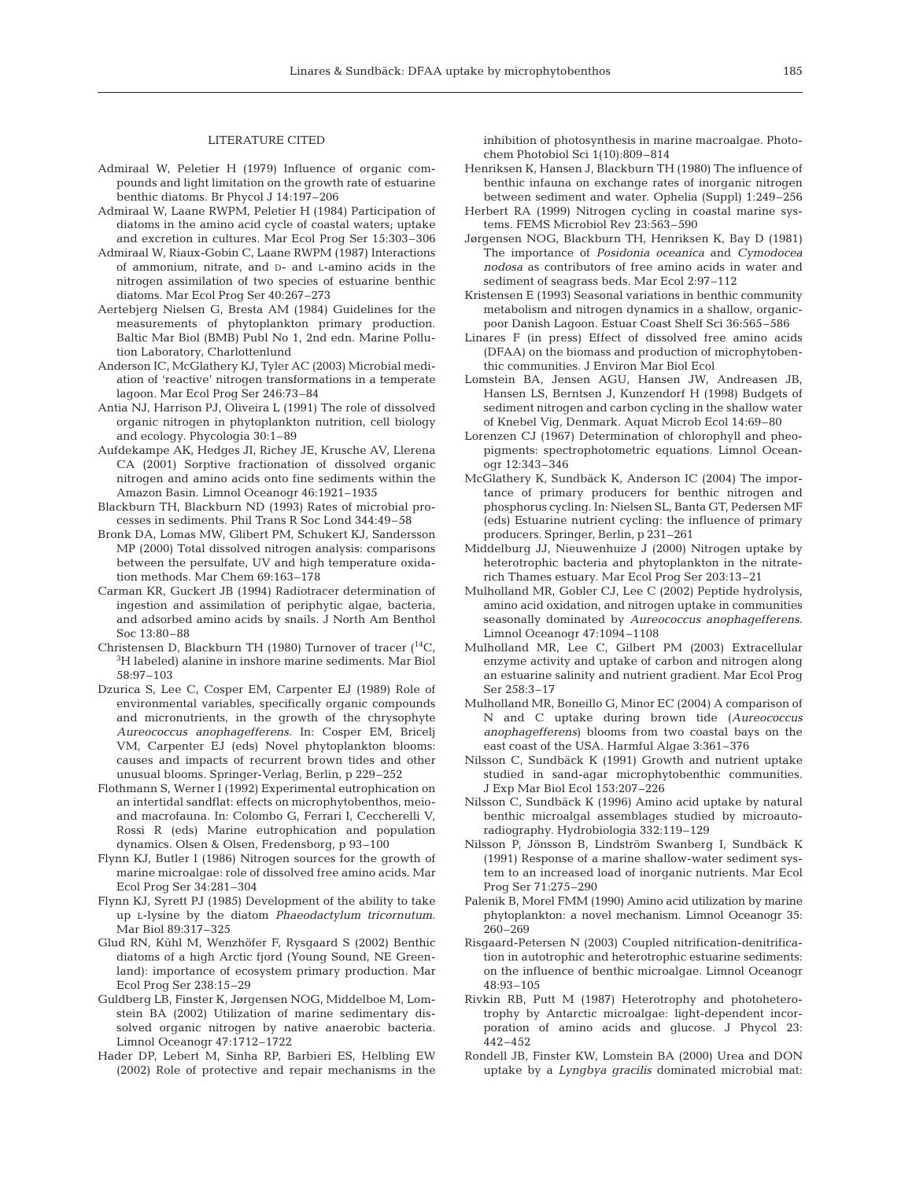## LITERATURE CITED

Admiraal W, Peletier H (1979) Influence of organic compounds and light limitation on the growth rate of estuarine benthic diatoms. Br Phycol J 14:197–206

Admiraal W, Laane RWPM, Peletier H (1984) Participation of diatoms in the amino acid cycle of coastal waters; uptake and excretion in cultures. Mar Ecol Prog Ser 15:303–306

Admiraal W, Riaux-Gobin C, Laane RWPM (1987) Interactions of ammonium, nitrate, and D- and L-amino acids in the nitrogen assimilation of two species of estuarine benthic diatoms. Mar Ecol Prog Ser 40:267–273

Aertebjerg Nielsen G, Bresta AM (1984) Guidelines for the measurements of phytoplankton primary production. Baltic Mar Biol (BMB) Publ No 1, 2nd edn. Marine Pollution Laboratory, Charlottenlund

Anderson IC, McGlathery KJ, Tyler AC (2003) Microbial mediation of 'reactive' nitrogen transformations in a temperate lagoon. Mar Ecol Prog Ser 246:73–84

Antia NJ, Harrison PJ, Oliveira L (1991) The role of dissolved organic nitrogen in phytoplankton nutrition, cell biology and ecology. Phycologia 30:1–89

Aufdekampe AK, Hedges JI, Richey JE, Krusche AV, Llerena CA (2001) Sorptive fractionation of dissolved organic nitrogen and amino acids onto fine sediments within the Amazon Basin. Limnol Oceanogr 46:1921–1935

Blackburn TH, Blackburn ND (1993) Rates of microbial processes in sediments. Phil Trans R Soc Lond 344:49–58

Bronk DA, Lomas MW, Glibert PM, Schukert KJ, Sandersson MP (2000) Total dissolved nitrogen analysis: comparisons between the persulfate, UV and high temperature oxidation methods. Mar Chem 69:163–178

Carman KR, Guckert JB (1994) Radiotracer determination of ingestion and assimilation of periphytic algae, bacteria, and adsorbed amino acids by snails. J North Am Benthol Soc 13:80–88

Christensen D, Blackburn TH (1980) Turnover of tracer ($^{14}$C, $^{3}$H labeled) alanine in inshore marine sediments. Mar Biol 58:97–103

Dzurica S, Lee C, Cosper EM, Carpenter EJ (1989) Role of environmental variables, specifically organic compounds and micronutrients, in the growth of the chrysophyte *Aureococcus anophagefferens*. In: Cosper EM, Bricelj VM, Carpenter EJ (eds) Novel phytoplankton blooms: causes and impacts of recurrent brown tides and other unusual blooms. Springer-Verlag, Berlin, p 229–252

Flothmann S, Werner I (1992) Experimental eutrophication on an intertidal sandflat: effects on microphytobenthos, meio- and macrofauna. In: Colombo G, Ferrari I, Ceccherelli V, Rossi R (eds) Marine eutrophication and population dynamics. Olsen & Olsen, Fredensborg, p 93–100

Flynn KJ, Butler I (1986) Nitrogen sources for the growth of marine microalgae: role of dissolved free amino acids. Mar Ecol Prog Ser 34:281–304

Flynn KJ, Syrett PJ (1985) Development of the ability to take up L-lysine by the diatom *Phaeodactylum tricornutum*. Mar Biol 89:317–325

Glud RN, Kühl M, Wenzhöfer F, Rysgaard S (2002) Benthic diatoms of a high Arctic fjord (Young Sound, NE Greenland): importance of ecosystem primary production. Mar Ecol Prog Ser 238:15–29

Guldberg LB, Finster K, Jørgensen NOG, Middelboe M, Lomstein BA (2002) Utilization of marine sedimentary dissolved organic nitrogen by native anaerobic bacteria. Limnol Oceanogr 47:1712–1722

Hader DP, Lebert M, Sinha RP, Barbieri ES, Helbling EW (2002) Role of protective and repair mechanisms in the inhibition of photosynthesis in marine macroalgae. Photochem Photobiol Sci 1(10):809–814

Henriksen K, Hansen J, Blackburn TH (1980) The influence of benthic infauna on exchange rates of inorganic nitrogen between sediment and water. Ophelia (Suppl) 1:249–256

Herbert RA (1999) Nitrogen cycling in coastal marine systems. FEMS Microbiol Rev 23:563–590

Jørgensen NOG, Blackburn TH, Henriksen K, Bay D (1981) The importance of *Posidonia oceanica* and *Cymodocea nodosa* as contributors of free amino acids in water and sediment of seagrass beds. Mar Ecol 2:97–112

Kristensen E (1993) Seasonal variations in benthic community metabolism and nitrogen dynamics in a shallow, organic-poor Danish Lagoon. Estuar Coast Shelf Sci 36:565–586

Linares F (in press) Effect of dissolved free amino acids (DFAA) on the biomass and production of microphytobenthic communities. J Environ Mar Biol Ecol

Lomstein BA, Jensen AGU, Hansen JW, Andreasen JB, Hansen LS, Berntsen J, Kunzendorf H (1998) Budgets of sediment nitrogen and carbon cycling in the shallow water of Knebel Vig, Denmark. Aquat Microb Ecol 14:69–80

Lorenzen CJ (1967) Determination of chlorophyll and pheopigments: spectrophotometric equations. Limnol Oceanogr 12:343–346

McGlathery K, Sundbäck K, Anderson IC (2004) The importance of primary producers for benthic nitrogen and phosphorus cycling. In: Nielsen SL, Banta GT, Pedersen MF (eds) Estuarine nutrient cycling: the influence of primary producers. Springer, Berlin, p 231–261

Middelburg JJ, Nieuwenhuize J (2000) Nitrogen uptake by heterotrophic bacteria and phytoplankton in the nitrate-rich Thames estuary. Mar Ecol Prog Ser 203:13–21

Mulholland MR, Gobler CJ, Lee C (2002) Peptide hydrolysis, amino acid oxidation, and nitrogen uptake in communities seasonally dominated by *Aureococcus anophagefferens*. Limnol Oceanogr 47:1094–1108

Mulholland MR, Lee C, Gilbert PM (2003) Extracellular enzyme activity and uptake of carbon and nitrogen along an estuarine salinity and nutrient gradient. Mar Ecol Prog Ser 258:3–17

Mulholland MR, Boneillo G, Minor EC (2004) A comparison of N and C uptake during brown tide (*Aureococcus anophagefferens*) blooms from two coastal bays on the east coast of the USA. Harmful Algae 3:361–376

Nilsson C, Sundbäck K (1991) Growth and nutrient uptake studied in sand-agar microphytobenthic communities. J Exp Mar Biol Ecol 153:207–226

Nilsson C, Sundbäck K (1996) Amino acid uptake by natural benthic microalgal assemblages studied by microautoradiography. Hydrobiologia 332:119–129

Nilsson P, Jönsson B, Lindström Swanberg I, Sundbäck K (1991) Response of a marine shallow-water sediment system to an increased load of inorganic nutrients. Mar Ecol Prog Ser 71:275–290

Palenik B, Morel FMM (1990) Amino acid utilization by marine phytoplankton: a novel mechanism. Limnol Oceanogr 35: 260–269

Risgaard-Petersen N (2003) Coupled nitrification-denitrification in autotrophic and heterotrophic estuarine sediments: on the influence of benthic microalgae. Limnol Oceanogr 48:93–105

Rivkin RB, Putt M (1987) Heterotrophy and photoheterotrophy by Antarctic microalgae: light-dependent incorporation of amino acids and glucose. J Phycol 23: 442–452

Rondell JB, Finster KW, Lomstein BA (2000) Urea and DON uptake by a *Lyngbya gracilis* dominated microbial mat: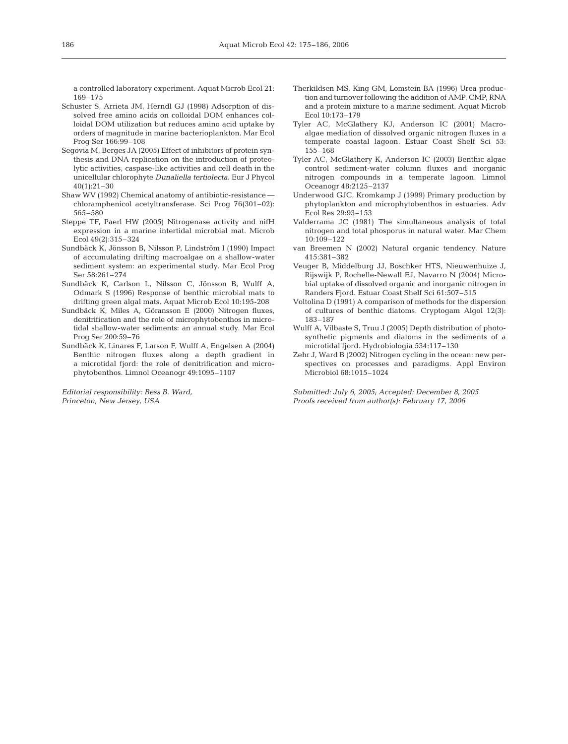a controlled laboratory experiment. Aquat Microb Ecol 21: 169–175

Schuster S, Arrieta JM, Herndl GJ (1998) Adsorption of dissolved free amino acids on colloidal DOM enhances colloidal DOM utilization but reduces amino acid uptake by orders of magnitude in marine bacterioplankton. Mar Ecol Prog Ser 166:99–108

Segovia M, Berges JA (2005) Effect of inhibitors of protein synthesis and DNA replication on the introduction of proteolytic activities, caspase-like activities and cell death in the unicellular chlorophyte *Dunaliella tertiolecta*. Eur J Phycol 40(1):21–30

Shaw WV (1992) Chemical anatomy of antibiotic-resistance — chloramphenicol acetyltransferase. Sci Prog 76(301–02): 565–580

Steppe TF, Paerl HW (2005) Nitrogenase activity and nifH expression in a marine intertidal microbial mat. Microb Ecol 49(2):315–324

Sundbäck K, Jönsson B, Nilsson P, Lindström I (1990) Impact of accumulating drifting macroalgae on a shallow-water sediment system: an experimental study. Mar Ecol Prog Ser 58:261–274

Sundbäck K, Carlson L, Nilsson C, Jönsson B, Wulff A, Odmark S (1996) Response of benthic microbial mats to drifting green algal mats. Aquat Microb Ecol 10:195-208

Sundbäck K, Miles A, Göransson E (2000) Nitrogen fluxes, denitrification and the role of microphytobenthos in microtidal shallow-water sediments: an annual study. Mar Ecol Prog Ser 200:59–76

Sundbäck K, Linares F, Larson F, Wulff A, Engelsen A (2004) Benthic nitrogen fluxes along a depth gradient in a microtidal fjord: the role of denitrification and microphytobenthos. Limnol Oceanogr 49:1095–1107

Therkildsen MS, King GM, Lomstein BA (1996) Urea production and turnover following the addition of AMP, CMP, RNA and a protein mixture to a marine sediment. Aquat Microb Ecol 10:173–179

Tyler AC, McGlathery KJ, Anderson IC (2001) Macroalgae mediation of dissolved organic nitrogen fluxes in a temperate coastal lagoon. Estuar Coast Shelf Sci 53: 155–168

Tyler AC, McGlathery K, Anderson IC (2003) Benthic algae control sediment-water column fluxes and inorganic nitrogen compounds in a temperate lagoon. Limnol Oceanogr 48:2125–2137

Underwood GJC, Kromkamp J (1999) Primary production by phytoplankton and microphytobenthos in estuaries. Adv Ecol Res 29:93–153

Valderrama JC (1981) The simultaneous analysis of total nitrogen and total phosporus in natural water. Mar Chem 10:109–122

van Breemen N (2002) Natural organic tendency. Nature 415:381–382

Veuger B, Middelburg JJ, Boschker HTS, Nieuwenhuize J, Rijswijk P, Rochelle-Newall EJ, Navarro N (2004) Microbial uptake of dissolved organic and inorganic nitrogen in Randers Fjord. Estuar Coast Shelf Sci 61:507–515

Voltolina D (1991) A comparison of methods for the dispersion of cultures of benthic diatoms. Cryptogam Algol 12(3): 183–187

Wulff A, Vilbaste S, Truu J (2005) Depth distribution of photosynthetic pigments and diatoms in the sediments of a microtidal fjord. Hydrobiologia 534:117–130

Zehr J, Ward B (2002) Nitrogen cycling in the ocean: new perspectives on processes and paradigms. Appl Environ Microbiol 68:1015–1024

*Editorial responsibility: Bess B. Ward, Princeton, New Jersey, USA*

*Submitted: July 6, 2005; Accepted: December 8, 2005*
*Proofs received from author(s): February 17, 2006*